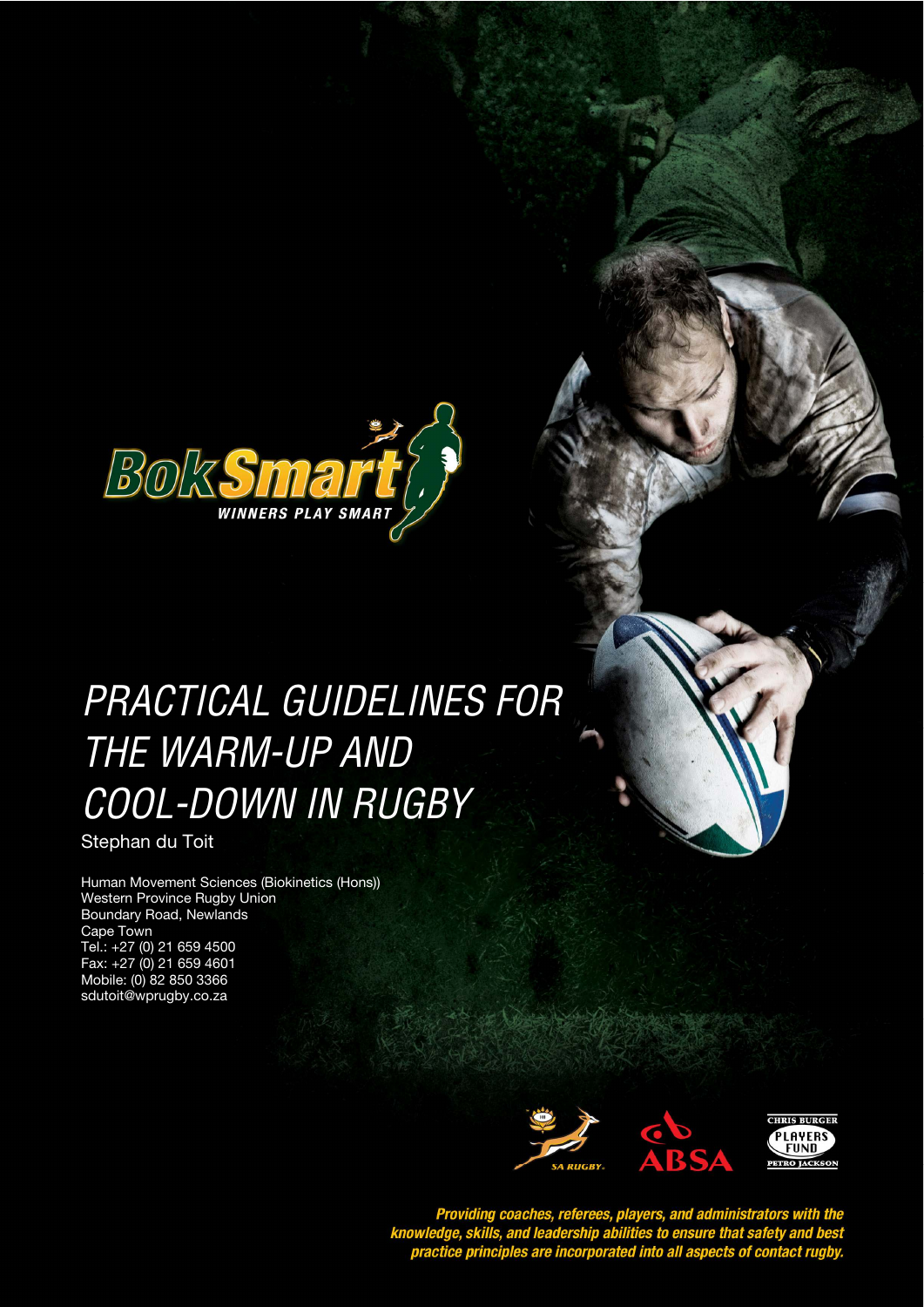BokSmart

WINNERS PLAY SMART

# PRACTICAL GUIDELINES FOR THE WARM-UP AND COOL-DOWN IN RUGBY

Stephan du Toit

Human Movement Sciences (Biokinetics (Hons))
Western Province Rugby Union
Boundary Road, Newlands
Cape Town
Tel.: +27 (0) 21 659 4500
Fax: +27 (0) 21 659 4601
Mobile: (0) 82 850 3366
sdutoit@wprugby.co.za

SA RUGBY

ABSA

CHRIS BURGER PLAYERS FUND PETRO JACKSON

***Providing coaches, referees, players, and administrators with the knowledge, skills, and leadership abilities to ensure that safety and best practice principles are incorporated into all aspects of contact rugby.***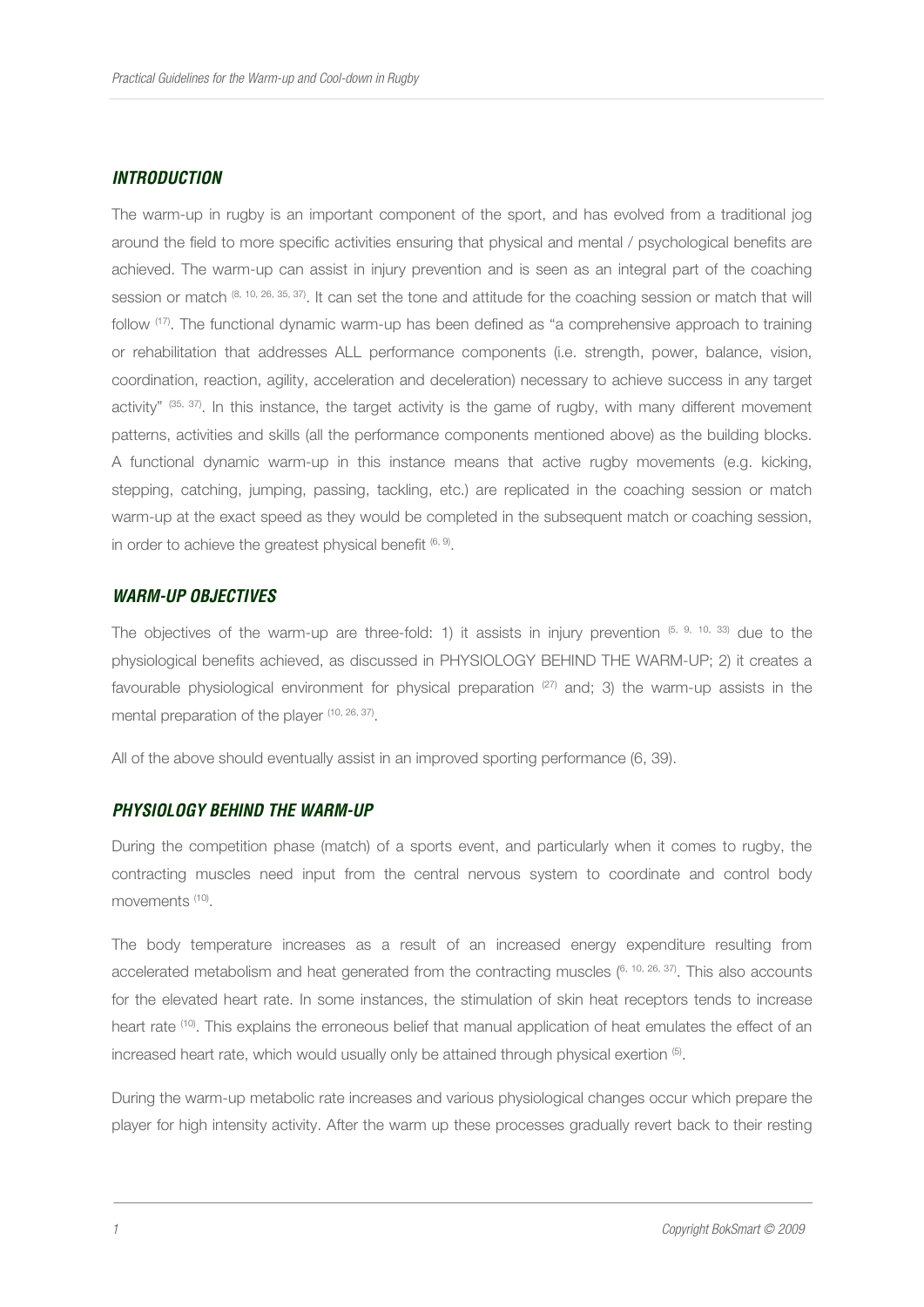## INTRODUCTION

The warm-up in rugby is an important component of the sport, and has evolved from a traditional jog around the field to more specific activities ensuring that physical and mental / psychological benefits are achieved. The warm-up can assist in injury prevention and is seen as an integral part of the coaching session or match [8, 10, 26, 35, 37]. It can set the tone and attitude for the coaching session or match that will follow [17]. The functional dynamic warm-up has been defined as "a comprehensive approach to training or rehabilitation that addresses ALL performance components (i.e. strength, power, balance, vision, coordination, reaction, agility, acceleration and deceleration) necessary to achieve success in any target activity" [35, 37]. In this instance, the target activity is the game of rugby, with many different movement patterns, activities and skills (all the performance components mentioned above) as the building blocks. A functional dynamic warm-up in this instance means that active rugby movements (e.g. kicking, stepping, catching, jumping, passing, tackling, etc.) are replicated in the coaching session or match warm-up at the exact speed as they would be completed in the subsequent match or coaching session, in order to achieve the greatest physical benefit [6, 9].

## WARM-UP OBJECTIVES

The objectives of the warm-up are three-fold: 1) it assists in injury prevention [5, 9, 10, 33] due to the physiological benefits achieved, as discussed in PHYSIOLOGY BEHIND THE WARM-UP; 2) it creates a favourable physiological environment for physical preparation [27] and; 3) the warm-up assists in the mental preparation of the player [10, 26, 37].

All of the above should eventually assist in an improved sporting performance (6, 39).

## PHYSIOLOGY BEHIND THE WARM-UP

During the competition phase (match) of a sports event, and particularly when it comes to rugby, the contracting muscles need input from the central nervous system to coordinate and control body movements [10].

The body temperature increases as a result of an increased energy expenditure resulting from accelerated metabolism and heat generated from the contracting muscles [6, 10, 26, 37]. This also accounts for the elevated heart rate. In some instances, the stimulation of skin heat receptors tends to increase heart rate [10]. This explains the erroneous belief that manual application of heat emulates the effect of an increased heart rate, which would usually only be attained through physical exertion [5].

During the warm-up metabolic rate increases and various physiological changes occur which prepare the player for high intensity activity. After the warm up these processes gradually revert back to their resting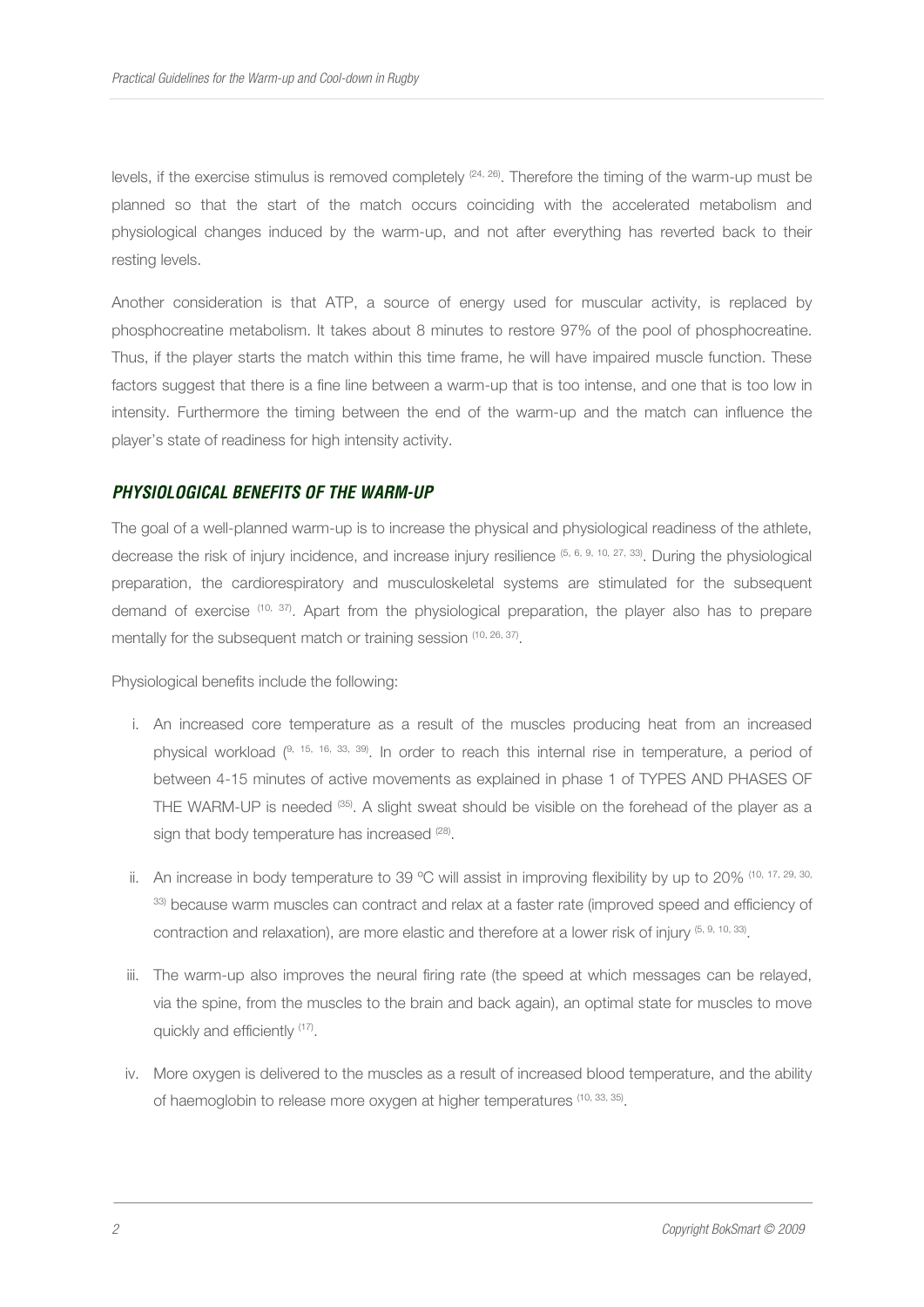levels, if the exercise stimulus is removed completely [24, 26]. Therefore the timing of the warm-up must be planned so that the start of the match occurs coinciding with the accelerated metabolism and physiological changes induced by the warm-up, and not after everything has reverted back to their resting levels.

Another consideration is that ATP, a source of energy used for muscular activity, is replaced by phosphocreatine metabolism. It takes about 8 minutes to restore 97% of the pool of phosphocreatine. Thus, if the player starts the match within this time frame, he will have impaired muscle function. These factors suggest that there is a fine line between a warm-up that is too intense, and one that is too low in intensity. Furthermore the timing between the end of the warm-up and the match can influence the player's state of readiness for high intensity activity.

## PHYSIOLOGICAL BENEFITS OF THE WARM-UP

The goal of a well-planned warm-up is to increase the physical and physiological readiness of the athlete, decrease the risk of injury incidence, and increase injury resilience [5, 6, 9, 10, 27, 33]. During the physiological preparation, the cardiorespiratory and musculoskeletal systems are stimulated for the subsequent demand of exercise [10, 37]. Apart from the physiological preparation, the player also has to prepare mentally for the subsequent match or training session [10, 26, 37].

Physiological benefits include the following:

i. An increased core temperature as a result of the muscles producing heat from an increased physical workload ([9, 15, 16, 33, 39]. In order to reach this internal rise in temperature, a period of between 4-15 minutes of active movements as explained in phase 1 of TYPES AND PHASES OF THE WARM-UP is needed [35]. A slight sweat should be visible on the forehead of the player as a sign that body temperature has increased [28].

ii. An increase in body temperature to 39 ºC will assist in improving flexibility by up to 20% [10, 17, 29, 30, 33] because warm muscles can contract and relax at a faster rate (improved speed and efficiency of contraction and relaxation), are more elastic and therefore at a lower risk of injury [5, 9, 10, 33].

iii. The warm-up also improves the neural firing rate (the speed at which messages can be relayed, via the spine, from the muscles to the brain and back again), an optimal state for muscles to move quickly and efficiently [17].

iv. More oxygen is delivered to the muscles as a result of increased blood temperature, and the ability of haemoglobin to release more oxygen at higher temperatures [10, 33, 35].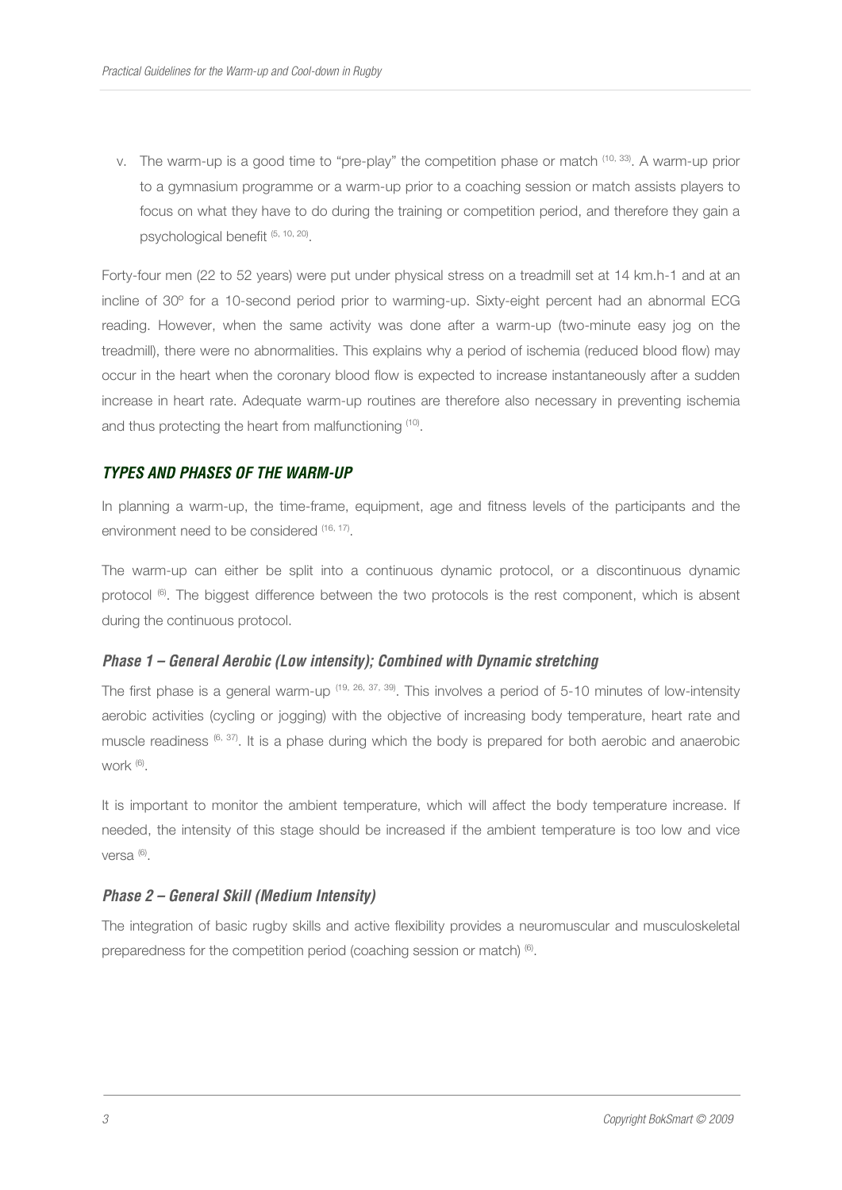v. The warm-up is a good time to "pre-play" the competition phase or match [10, 33]. A warm-up prior to a gymnasium programme or a warm-up prior to a coaching session or match assists players to focus on what they have to do during the training or competition period, and therefore they gain a psychological benefit [5, 10, 20].

Forty-four men (22 to 52 years) were put under physical stress on a treadmill set at 14 km.h-1 and at an incline of 30º for a 10-second period prior to warming-up. Sixty-eight percent had an abnormal ECG reading. However, when the same activity was done after a warm-up (two-minute easy jog on the treadmill), there were no abnormalities. This explains why a period of ischemia (reduced blood flow) may occur in the heart when the coronary blood flow is expected to increase instantaneously after a sudden increase in heart rate. Adequate warm-up routines are therefore also necessary in preventing ischemia and thus protecting the heart from malfunctioning [10].

## *TYPES AND PHASES OF THE WARM-UP*

In planning a warm-up, the time-frame, equipment, age and fitness levels of the participants and the environment need to be considered [16, 17].

The warm-up can either be split into a continuous dynamic protocol, or a discontinuous dynamic protocol [6]. The biggest difference between the two protocols is the rest component, which is absent during the continuous protocol.

### *Phase 1 – General Aerobic (Low intensity); Combined with Dynamic stretching*

The first phase is a general warm-up [19, 26, 37, 39]. This involves a period of 5-10 minutes of low-intensity aerobic activities (cycling or jogging) with the objective of increasing body temperature, heart rate and muscle readiness [6, 37]. It is a phase during which the body is prepared for both aerobic and anaerobic work [6].

It is important to monitor the ambient temperature, which will affect the body temperature increase. If needed, the intensity of this stage should be increased if the ambient temperature is too low and vice versa [6].

### *Phase 2 – General Skill (Medium Intensity)*

The integration of basic rugby skills and active flexibility provides a neuromuscular and musculoskeletal preparedness for the competition period (coaching session or match) [6].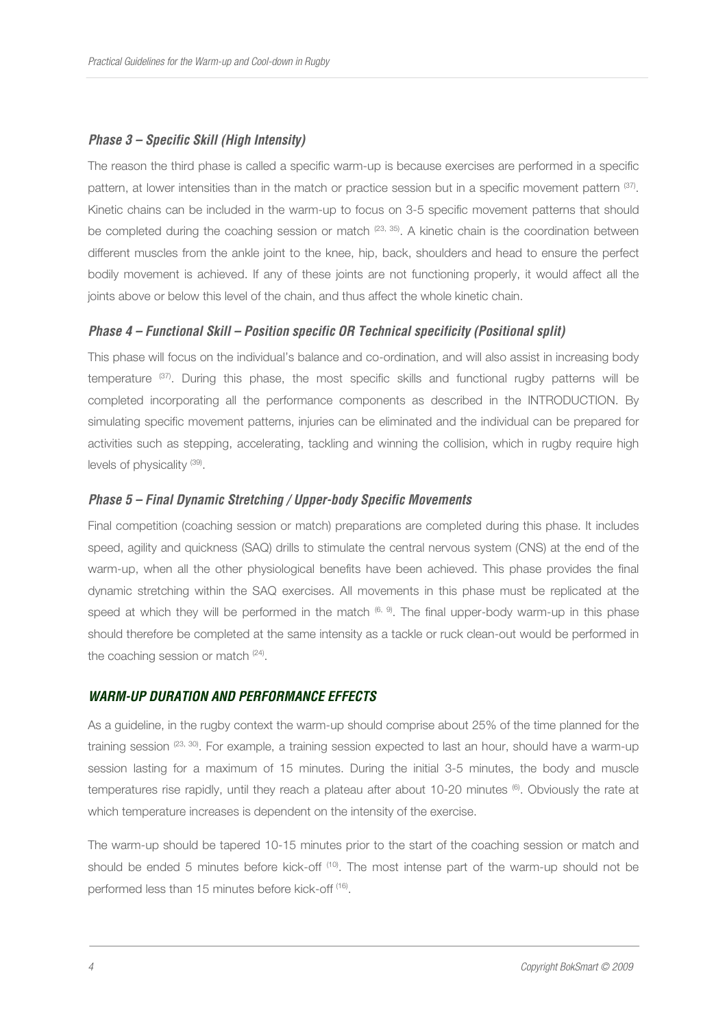### *Phase 3 – Specific Skill (High Intensity)*

The reason the third phase is called a specific warm-up is because exercises are performed in a specific pattern, at lower intensities than in the match or practice session but in a specific movement pattern [37]. Kinetic chains can be included in the warm-up to focus on 3-5 specific movement patterns that should be completed during the coaching session or match [23, 35]. A kinetic chain is the coordination between different muscles from the ankle joint to the knee, hip, back, shoulders and head to ensure the perfect bodily movement is achieved. If any of these joints are not functioning properly, it would affect all the joints above or below this level of the chain, and thus affect the whole kinetic chain.

### *Phase 4 – Functional Skill – Position specific OR Technical specificity (Positional split)*

This phase will focus on the individual's balance and co-ordination, and will also assist in increasing body temperature [37]. During this phase, the most specific skills and functional rugby patterns will be completed incorporating all the performance components as described in the INTRODUCTION. By simulating specific movement patterns, injuries can be eliminated and the individual can be prepared for activities such as stepping, accelerating, tackling and winning the collision, which in rugby require high levels of physicality [39].

### *Phase 5 – Final Dynamic Stretching / Upper-body Specific Movements*

Final competition (coaching session or match) preparations are completed during this phase. It includes speed, agility and quickness (SAQ) drills to stimulate the central nervous system (CNS) at the end of the warm-up, when all the other physiological benefits have been achieved. This phase provides the final dynamic stretching within the SAQ exercises. All movements in this phase must be replicated at the speed at which they will be performed in the match [6, 9]. The final upper-body warm-up in this phase should therefore be completed at the same intensity as a tackle or ruck clean-out would be performed in the coaching session or match [24].

## *WARM-UP DURATION AND PERFORMANCE EFFECTS*

As a guideline, in the rugby context the warm-up should comprise about 25% of the time planned for the training session [23, 30]. For example, a training session expected to last an hour, should have a warm-up session lasting for a maximum of 15 minutes. During the initial 3-5 minutes, the body and muscle temperatures rise rapidly, until they reach a plateau after about 10-20 minutes [6]. Obviously the rate at which temperature increases is dependent on the intensity of the exercise.

The warm-up should be tapered 10-15 minutes prior to the start of the coaching session or match and should be ended 5 minutes before kick-off [10]. The most intense part of the warm-up should not be performed less than 15 minutes before kick-off [16].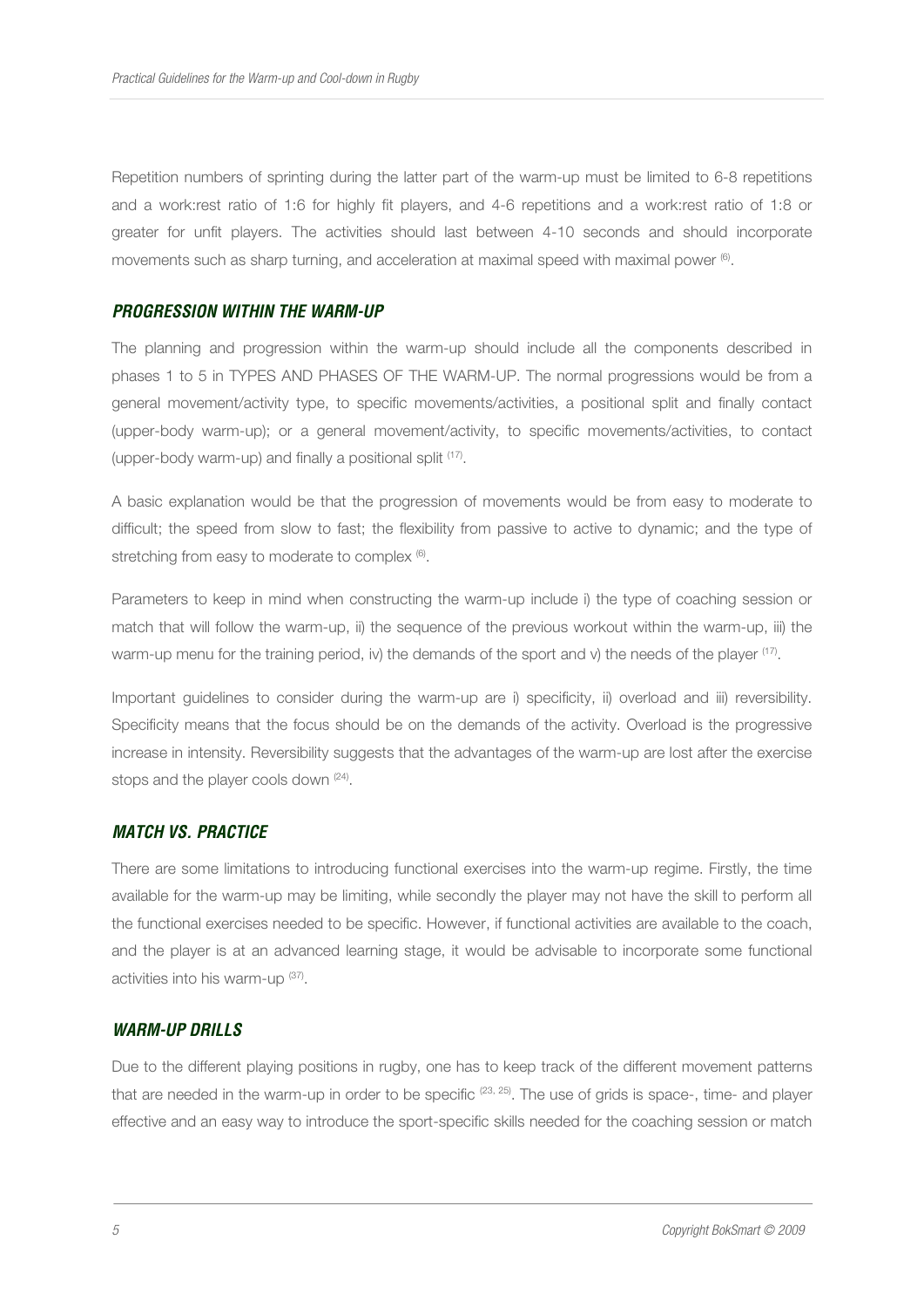Repetition numbers of sprinting during the latter part of the warm-up must be limited to 6-8 repetitions and a work:rest ratio of 1:6 for highly fit players, and 4-6 repetitions and a work:rest ratio of 1:8 or greater for unfit players. The activities should last between 4-10 seconds and should incorporate movements such as sharp turning, and acceleration at maximal speed with maximal power [6].

### *PROGRESSION WITHIN THE WARM-UP*

The planning and progression within the warm-up should include all the components described in phases 1 to 5 in TYPES AND PHASES OF THE WARM-UP. The normal progressions would be from a general movement/activity type, to specific movements/activities, a positional split and finally contact (upper-body warm-up); or a general movement/activity, to specific movements/activities, to contact (upper-body warm-up) and finally a positional split [17].

A basic explanation would be that the progression of movements would be from easy to moderate to difficult; the speed from slow to fast; the flexibility from passive to active to dynamic; and the type of stretching from easy to moderate to complex [6].

Parameters to keep in mind when constructing the warm-up include i) the type of coaching session or match that will follow the warm-up, ii) the sequence of the previous workout within the warm-up, iii) the warm-up menu for the training period, iv) the demands of the sport and v) the needs of the player [17].

Important guidelines to consider during the warm-up are i) specificity, ii) overload and iii) reversibility. Specificity means that the focus should be on the demands of the activity. Overload is the progressive increase in intensity. Reversibility suggests that the advantages of the warm-up are lost after the exercise stops and the player cools down [24].

### *MATCH VS. PRACTICE*

There are some limitations to introducing functional exercises into the warm-up regime. Firstly, the time available for the warm-up may be limiting, while secondly the player may not have the skill to perform all the functional exercises needed to be specific. However, if functional activities are available to the coach, and the player is at an advanced learning stage, it would be advisable to incorporate some functional activities into his warm-up [37].

### *WARM-UP DRILLS*

Due to the different playing positions in rugby, one has to keep track of the different movement patterns that are needed in the warm-up in order to be specific [23, 25]. The use of grids is space-, time- and player effective and an easy way to introduce the sport-specific skills needed for the coaching session or match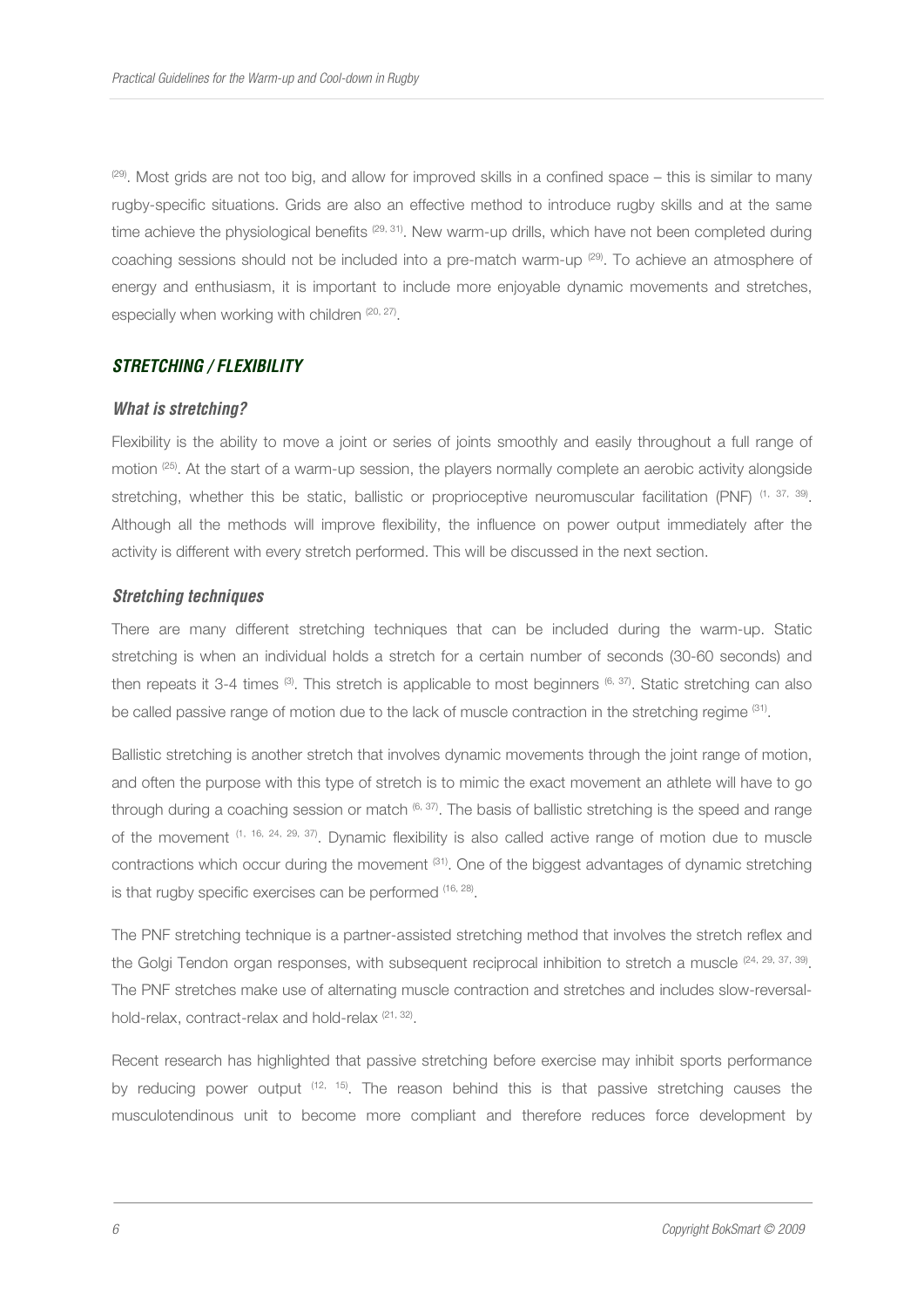[29]. Most grids are not too big, and allow for improved skills in a confined space – this is similar to many rugby-specific situations. Grids are also an effective method to introduce rugby skills and at the same time achieve the physiological benefits [29, 31]. New warm-up drills, which have not been completed during coaching sessions should not be included into a pre-match warm-up [29]. To achieve an atmosphere of energy and enthusiasm, it is important to include more enjoyable dynamic movements and stretches, especially when working with children [20, 27].

## STRETCHING / FLEXIBILITY

### What is stretching?

Flexibility is the ability to move a joint or series of joints smoothly and easily throughout a full range of motion [25]. At the start of a warm-up session, the players normally complete an aerobic activity alongside stretching, whether this be static, ballistic or proprioceptive neuromuscular facilitation (PNF) [1, 37, 39]. Although all the methods will improve flexibility, the influence on power output immediately after the activity is different with every stretch performed. This will be discussed in the next section.

### Stretching techniques

There are many different stretching techniques that can be included during the warm-up. Static stretching is when an individual holds a stretch for a certain number of seconds (30-60 seconds) and then repeats it 3-4 times [3]. This stretch is applicable to most beginners [6, 37]. Static stretching can also be called passive range of motion due to the lack of muscle contraction in the stretching regime [31].

Ballistic stretching is another stretch that involves dynamic movements through the joint range of motion, and often the purpose with this type of stretch is to mimic the exact movement an athlete will have to go through during a coaching session or match [6, 37]. The basis of ballistic stretching is the speed and range of the movement [1, 16, 24, 29, 37]. Dynamic flexibility is also called active range of motion due to muscle contractions which occur during the movement [31]. One of the biggest advantages of dynamic stretching is that rugby specific exercises can be performed [16, 28].

The PNF stretching technique is a partner-assisted stretching method that involves the stretch reflex and the Golgi Tendon organ responses, with subsequent reciprocal inhibition to stretch a muscle [24, 29, 37, 39]. The PNF stretches make use of alternating muscle contraction and stretches and includes slow-reversal-hold-relax, contract-relax and hold-relax [21, 32].

Recent research has highlighted that passive stretching before exercise may inhibit sports performance by reducing power output [12, 15]. The reason behind this is that passive stretching causes the musculotendinous unit to become more compliant and therefore reduces force development by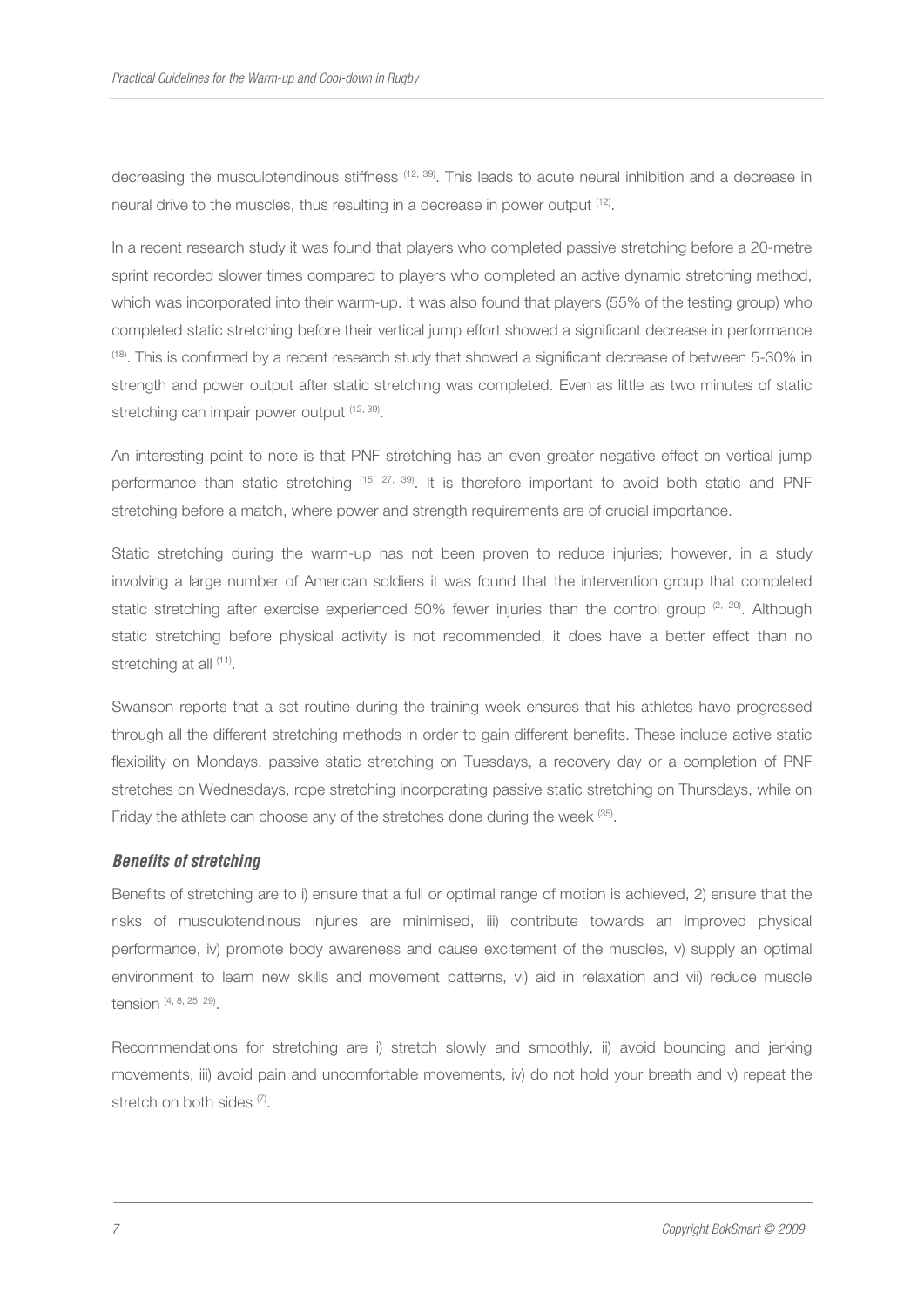decreasing the musculotendinous stiffness [12, 39]. This leads to acute neural inhibition and a decrease in neural drive to the muscles, thus resulting in a decrease in power output [12].

In a recent research study it was found that players who completed passive stretching before a 20-metre sprint recorded slower times compared to players who completed an active dynamic stretching method, which was incorporated into their warm-up. It was also found that players (55% of the testing group) who completed static stretching before their vertical jump effort showed a significant decrease in performance [18]. This is confirmed by a recent research study that showed a significant decrease of between 5-30% in strength and power output after static stretching was completed. Even as little as two minutes of static stretching can impair power output [12, 39].

An interesting point to note is that PNF stretching has an even greater negative effect on vertical jump performance than static stretching [15, 27, 39]. It is therefore important to avoid both static and PNF stretching before a match, where power and strength requirements are of crucial importance.

Static stretching during the warm-up has not been proven to reduce injuries; however, in a study involving a large number of American soldiers it was found that the intervention group that completed static stretching after exercise experienced 50% fewer injuries than the control group [2, 20]. Although static stretching before physical activity is not recommended, it does have a better effect than no stretching at all [11].

Swanson reports that a set routine during the training week ensures that his athletes have progressed through all the different stretching methods in order to gain different benefits. These include active static flexibility on Mondays, passive static stretching on Tuesdays, a recovery day or a completion of PNF stretches on Wednesdays, rope stretching incorporating passive static stretching on Thursdays, while on Friday the athlete can choose any of the stretches done during the week [35].

### ***Benefits of stretching***

Benefits of stretching are to i) ensure that a full or optimal range of motion is achieved, 2) ensure that the risks of musculotendinous injuries are minimised, iii) contribute towards an improved physical performance, iv) promote body awareness and cause excitement of the muscles, v) supply an optimal environment to learn new skills and movement patterns, vi) aid in relaxation and vii) reduce muscle tension [4, 8, 25, 29].

Recommendations for stretching are i) stretch slowly and smoothly, ii) avoid bouncing and jerking movements, iii) avoid pain and uncomfortable movements, iv) do not hold your breath and v) repeat the stretch on both sides [7].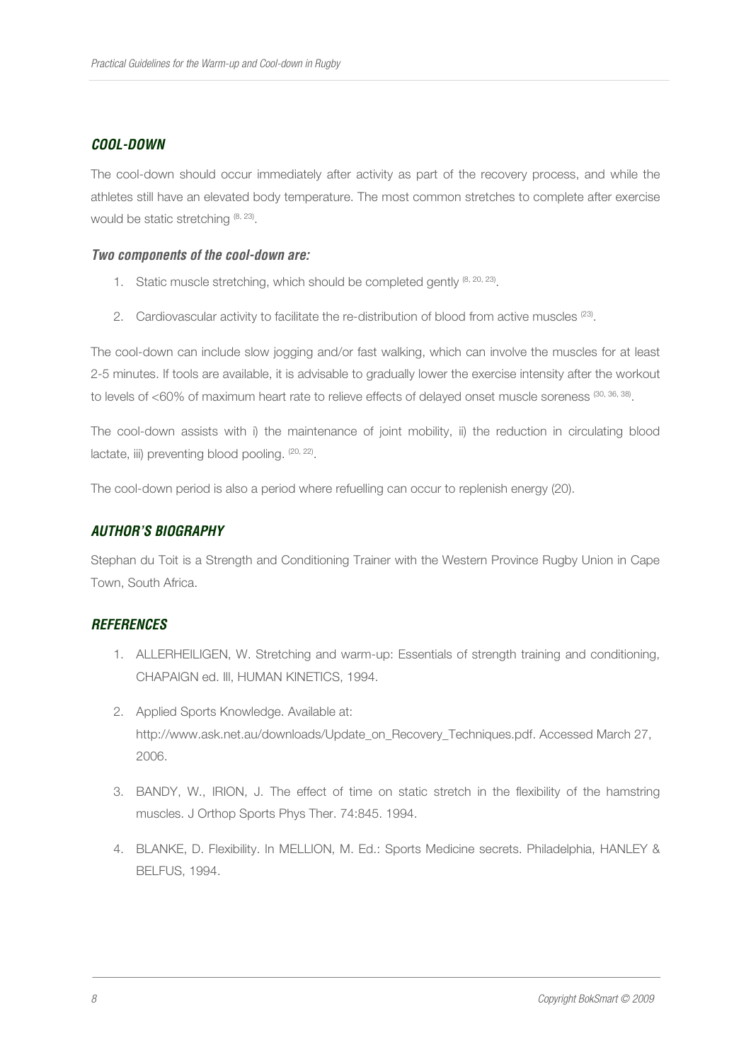## COOL-DOWN

The cool-down should occur immediately after activity as part of the recovery process, and while the athletes still have an elevated body temperature. The most common stretches to complete after exercise would be static stretching [8, 23].

### Two components of the cool-down are:

1. Static muscle stretching, which should be completed gently [8, 20, 23].
2. Cardiovascular activity to facilitate the re-distribution of blood from active muscles [23].

The cool-down can include slow jogging and/or fast walking, which can involve the muscles for at least 2-5 minutes. If tools are available, it is advisable to gradually lower the exercise intensity after the workout to levels of <60% of maximum heart rate to relieve effects of delayed onset muscle soreness [30, 36, 38].

The cool-down assists with i) the maintenance of joint mobility, ii) the reduction in circulating blood lactate, iii) preventing blood pooling. [20, 22].

The cool-down period is also a period where refuelling can occur to replenish energy (20).

## AUTHOR'S BIOGRAPHY

Stephan du Toit is a Strength and Conditioning Trainer with the Western Province Rugby Union in Cape Town, South Africa.

## REFERENCES

1. ALLERHEILIGEN, W. Stretching and warm-up: Essentials of strength training and conditioning, CHAPAIGN ed. lll, HUMAN KINETICS, 1994.
2. Applied Sports Knowledge. Available at: http://www.ask.net.au/downloads/Update_on_Recovery_Techniques.pdf. Accessed March 27, 2006.
3. BANDY, W., IRION, J. The effect of time on static stretch in the flexibility of the hamstring muscles. J Orthop Sports Phys Ther. 74:845. 1994.
4. BLANKE, D. Flexibility. In MELLION, M. Ed.: Sports Medicine secrets. Philadelphia, HANLEY & BELFUS, 1994.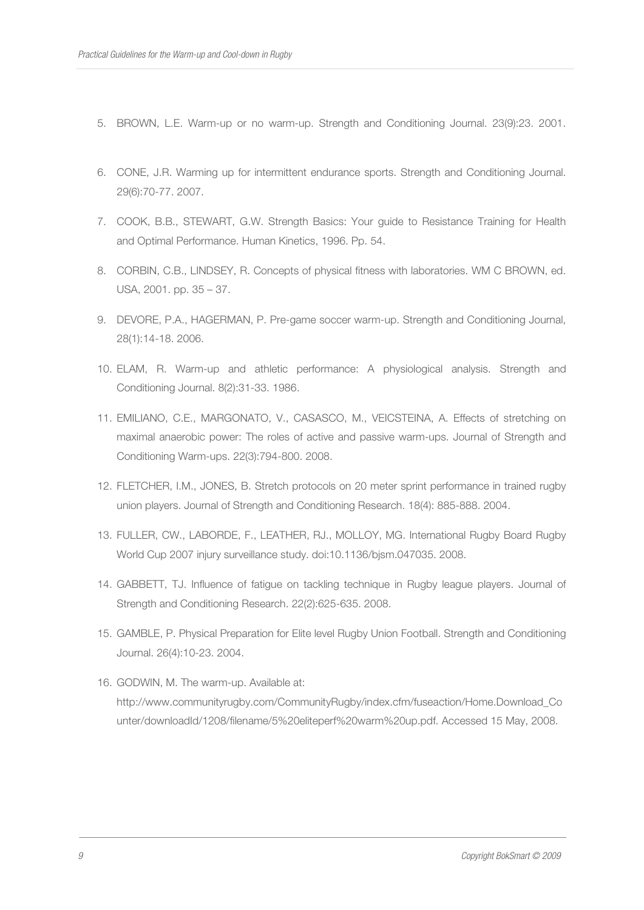5. BROWN, L.E. Warm-up or no warm-up. Strength and Conditioning Journal. 23(9):23. 2001.

6. CONE, J.R. Warming up for intermittent endurance sports. Strength and Conditioning Journal. 29(6):70-77. 2007.

7. COOK, B.B., STEWART, G.W. Strength Basics: Your guide to Resistance Training for Health and Optimal Performance. Human Kinetics, 1996. Pp. 54.

8. CORBIN, C.B., LINDSEY, R. Concepts of physical fitness with laboratories. WM C BROWN, ed. USA, 2001. pp. 35 – 37.

9. DEVORE, P.A., HAGERMAN, P. Pre-game soccer warm-up. Strength and Conditioning Journal, 28(1):14-18. 2006.

10. ELAM, R. Warm-up and athletic performance: A physiological analysis. Strength and Conditioning Journal. 8(2):31-33. 1986.

11. EMILIANO, C.E., MARGONATO, V., CASASCO, M., VEICSTEINA, A. Effects of stretching on maximal anaerobic power: The roles of active and passive warm-ups. Journal of Strength and Conditioning Warm-ups. 22(3):794-800. 2008.

12. FLETCHER, I.M., JONES, B. Stretch protocols on 20 meter sprint performance in trained rugby union players. Journal of Strength and Conditioning Research. 18(4): 885-888. 2004.

13. FULLER, CW., LABORDE, F., LEATHER, RJ., MOLLOY, MG. International Rugby Board Rugby World Cup 2007 injury surveillance study. doi:10.1136/bjsm.047035. 2008.

14. GABBETT, TJ. Influence of fatigue on tackling technique in Rugby league players. Journal of Strength and Conditioning Research. 22(2):625-635. 2008.

15. GAMBLE, P. Physical Preparation for Elite level Rugby Union Football. Strength and Conditioning Journal. 26(4):10-23. 2004.

16. GODWIN, M. The warm-up. Available at: http://www.communityrugby.com/CommunityRugby/index.cfm/fuseaction/Home.Download_Counter/downloadId/1208/filename/5%20eliteperf%20warm%20up.pdf. Accessed 15 May, 2008.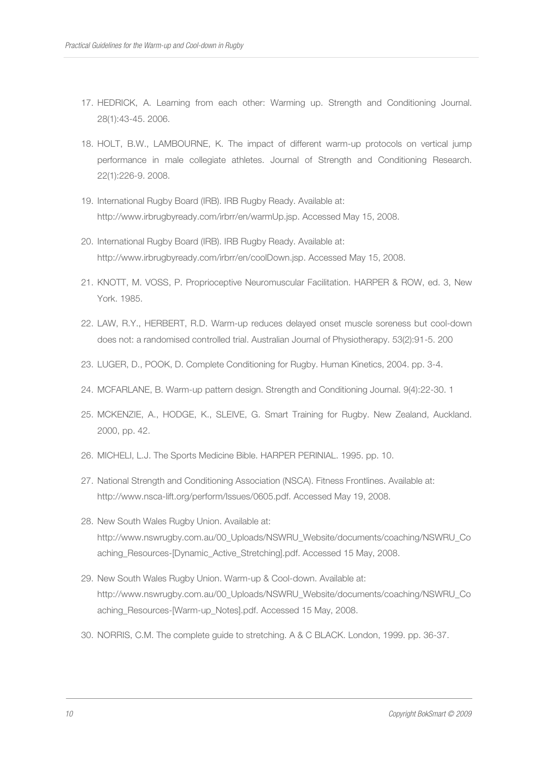17. HEDRICK, A. Learning from each other: Warming up. Strength and Conditioning Journal. 28(1):43-45. 2006.
18. HOLT, B.W., LAMBOURNE, K. The impact of different warm-up protocols on vertical jump performance in male collegiate athletes. Journal of Strength and Conditioning Research. 22(1):226-9. 2008.
19. International Rugby Board (IRB). IRB Rugby Ready. Available at: http://www.irbrugbyready.com/irbrr/en/warmUp.jsp. Accessed May 15, 2008.
20. International Rugby Board (IRB). IRB Rugby Ready. Available at: http://www.irbrugbyready.com/irbrr/en/coolDown.jsp. Accessed May 15, 2008.
21. KNOTT, M. VOSS, P. Proprioceptive Neuromuscular Facilitation. HARPER & ROW, ed. 3, New York. 1985.
22. LAW, R.Y., HERBERT, R.D. Warm-up reduces delayed onset muscle soreness but cool-down does not: a randomised controlled trial. Australian Journal of Physiotherapy. 53(2):91-5. 200
23. LUGER, D., POOK, D. Complete Conditioning for Rugby. Human Kinetics, 2004. pp. 3-4.
24. MCFARLANE, B. Warm-up pattern design. Strength and Conditioning Journal. 9(4):22-30. 1
25. MCKENZIE, A., HODGE, K., SLEIVE, G. Smart Training for Rugby. New Zealand, Auckland. 2000, pp. 42.
26. MICHELI, L.J. The Sports Medicine Bible. HARPER PERINIAL. 1995. pp. 10.
27. National Strength and Conditioning Association (NSCA). Fitness Frontlines. Available at: http://www.nsca-lift.org/perform/Issues/0605.pdf. Accessed May 19, 2008.
28. New South Wales Rugby Union. Available at: http://www.nswrugby.com.au/00_Uploads/NSWRU_Website/documents/coaching/NSWRU_Coaching_Resources-[Dynamic_Active_Stretching].pdf. Accessed 15 May, 2008.
29. New South Wales Rugby Union. Warm-up & Cool-down. Available at: http://www.nswrugby.com.au/00_Uploads/NSWRU_Website/documents/coaching/NSWRU_Coaching_Resources-[Warm-up_Notes].pdf. Accessed 15 May, 2008.
30. NORRIS, C.M. The complete guide to stretching. A & C BLACK. London, 1999. pp. 36-37.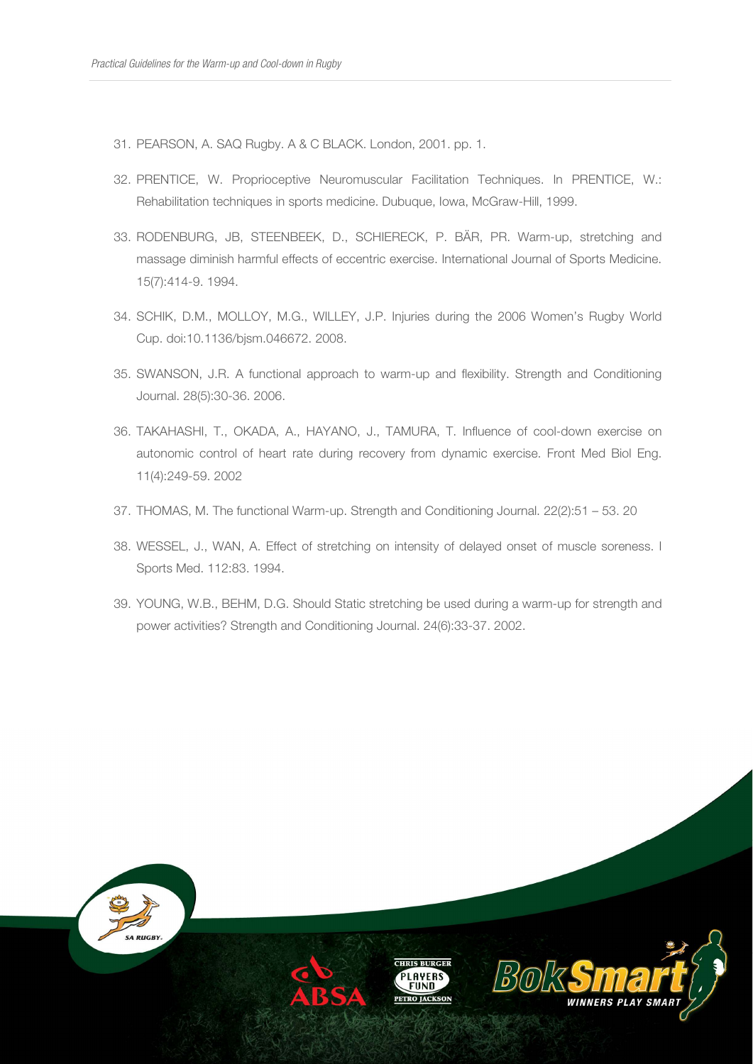31. PEARSON, A. SAQ Rugby. A & C BLACK. London, 2001. pp. 1.
32. PRENTICE, W. Proprioceptive Neuromuscular Facilitation Techniques. In PRENTICE, W.: Rehabilitation techniques in sports medicine. Dubuque, Iowa, McGraw-Hill, 1999.
33. RODENBURG, JB, STEENBEEK, D., SCHIERECK, P. BÄR, PR. Warm-up, stretching and massage diminish harmful effects of eccentric exercise. International Journal of Sports Medicine. 15(7):414-9. 1994.
34. SCHIK, D.M., MOLLOY, M.G., WILLEY, J.P. Injuries during the 2006 Women's Rugby World Cup. doi:10.1136/bjsm.046672. 2008.
35. SWANSON, J.R. A functional approach to warm-up and flexibility. Strength and Conditioning Journal. 28(5):30-36. 2006.
36. TAKAHASHI, T., OKADA, A., HAYANO, J., TAMURA, T. Influence of cool-down exercise on autonomic control of heart rate during recovery from dynamic exercise. Front Med Biol Eng. 11(4):249-59. 2002
37. THOMAS, M. The functional Warm-up. Strength and Conditioning Journal. 22(2):51 – 53. 20
38. WESSEL, J., WAN, A. Effect of stretching on intensity of delayed onset of muscle soreness. I Sports Med. 112:83. 1994.
39. YOUNG, W.B., BEHM, D.G. Should Static stretching be used during a warm-up for strength and power activities? Strength and Conditioning Journal. 24(6):33-37. 2002.